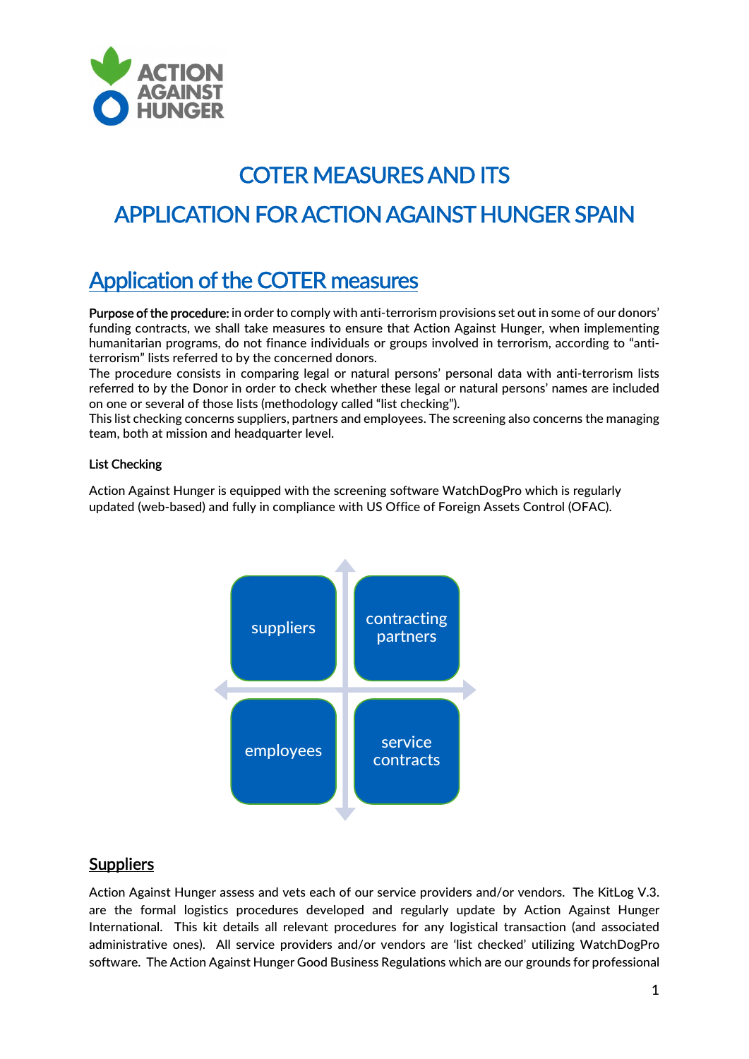# COTER MEASURES AND ITS
# APPLICATION FOR ACTION AGAINST HUNGER SPAIN

## Application of the COTER measures

**Purpose of the procedure:** in order to comply with anti-terrorism provisions set out in some of our donors' funding contracts, we shall take measures to ensure that Action Against Hunger, when implementing humanitarian programs, do not finance individuals or groups involved in terrorism, according to "anti-terrorism" lists referred to by the concerned donors.

The procedure consists in comparing legal or natural persons' personal data with anti-terrorism lists referred to by the Donor in order to check whether these legal or natural persons' names are included on one or several of those lists (methodology called "list checking").

This list checking concerns suppliers, partners and employees. The screening also concerns the managing team, both at mission and headquarter level.

**List Checking**

Action Against Hunger is equipped with the screening software WatchDogPro which is regularly updated (web-based) and fully in compliance with US Office of Foreign Assets Control (OFAC).

suppliers

contracting partners

employees

service contracts

## Suppliers

Action Against Hunger assess and vets each of our service providers and/or vendors. The KitLog V.3. are the formal logistics procedures developed and regularly update by Action Against Hunger International. This kit details all relevant procedures for any logistical transaction (and associated administrative ones). All service providers and/or vendors are 'list checked' utilizing WatchDogPro software. The Action Against Hunger Good Business Regulations which are our grounds for professional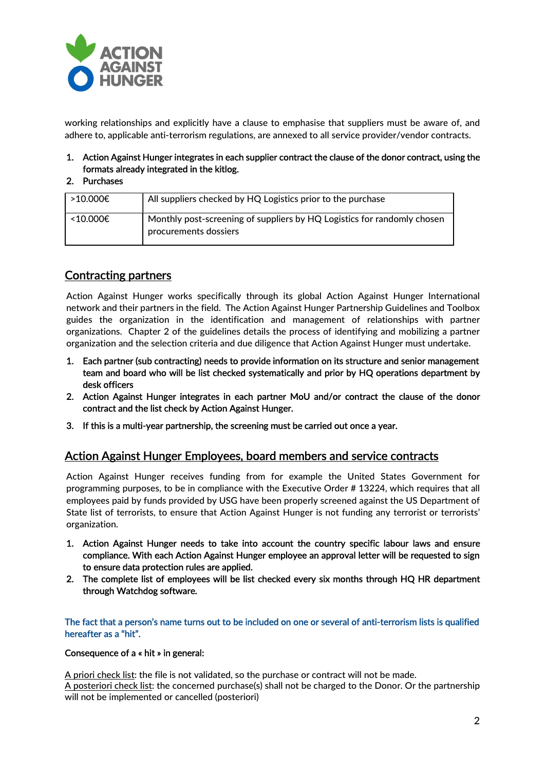working relationships and explicitly have a clause to emphasise that suppliers must be aware of, and adhere to, applicable anti-terrorism regulations, are annexed to all service provider/vendor contracts.

1. **Action Against Hunger integrates in each supplier contract the clause of the donor contract, using the formats already integrated in the kitlog.**
2. **Purchases**

| | |
|---|---|
| >10.000€ | All suppliers checked by HQ Logistics prior to the purchase |
| <10.000€ | Monthly post-screening of suppliers by HQ Logistics for randomly chosen procurements dossiers |

## Contracting partners

Action Against Hunger works specifically through its global Action Against Hunger International network and their partners in the field. The Action Against Hunger Partnership Guidelines and Toolbox guides the organization in the identification and management of relationships with partner organizations. Chapter 2 of the guidelines details the process of identifying and mobilizing a partner organization and the selection criteria and due diligence that Action Against Hunger must undertake.

1. **Each partner (sub contracting) needs to provide information on its structure and senior management team and board who will be list checked systematically and prior by HQ operations department by desk officers**
2. **Action Against Hunger integrates in each partner MoU and/or contract the clause of the donor contract and the list check by Action Against Hunger.**
3. **If this is a multi-year partnership, the screening must be carried out once a year.**

## Action Against Hunger Employees, board members and service contracts

Action Against Hunger receives funding from for example the United States Government for programming purposes, to be in compliance with the Executive Order # 13224, which requires that all employees paid by funds provided by USG have been properly screened against the US Department of State list of terrorists, to ensure that Action Against Hunger is not funding any terrorist or terrorists' organization.

1. **Action Against Hunger needs to take into account the country specific labour laws and ensure compliance. With each Action Against Hunger employee an approval letter will be requested to sign to ensure data protection rules are applied.**
2. **The complete list of employees will be list checked every six months through HQ HR department through Watchdog software.**

**The fact that a person's name turns out to be included on one or several of anti-terrorism lists is qualified hereafter as a "hit".**

**Consequence of a « hit » in general:**

A priori check list: the file is not validated, so the purchase or contract will not be made.
A posteriori check list: the concerned purchase(s) shall not be charged to the Donor. Or the partnership will not be implemented or cancelled (posteriori)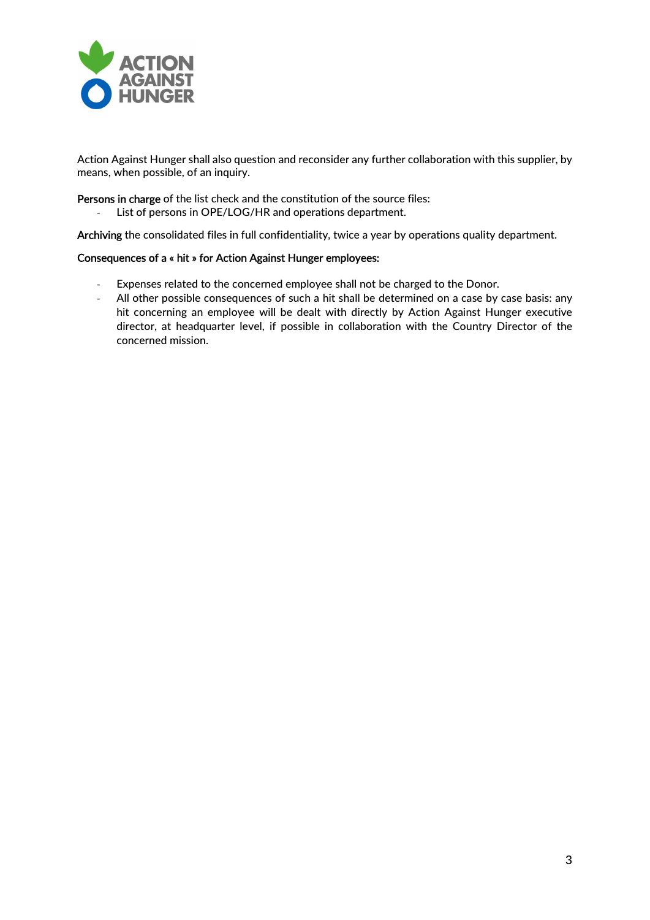Action Against Hunger shall also question and reconsider any further collaboration with this supplier, by means, when possible, of an inquiry.

**Persons in charge** of the list check and the constitution of the source files:

- List of persons in OPE/LOG/HR and operations department.

**Archiving** the consolidated files in full confidentiality, twice a year by operations quality department.

**Consequences of a « hit » for Action Against Hunger employees:**

- Expenses related to the concerned employee shall not be charged to the Donor.
- All other possible consequences of such a hit shall be determined on a case by case basis: any hit concerning an employee will be dealt with directly by Action Against Hunger executive director, at headquarter level, if possible in collaboration with the Country Director of the concerned mission.